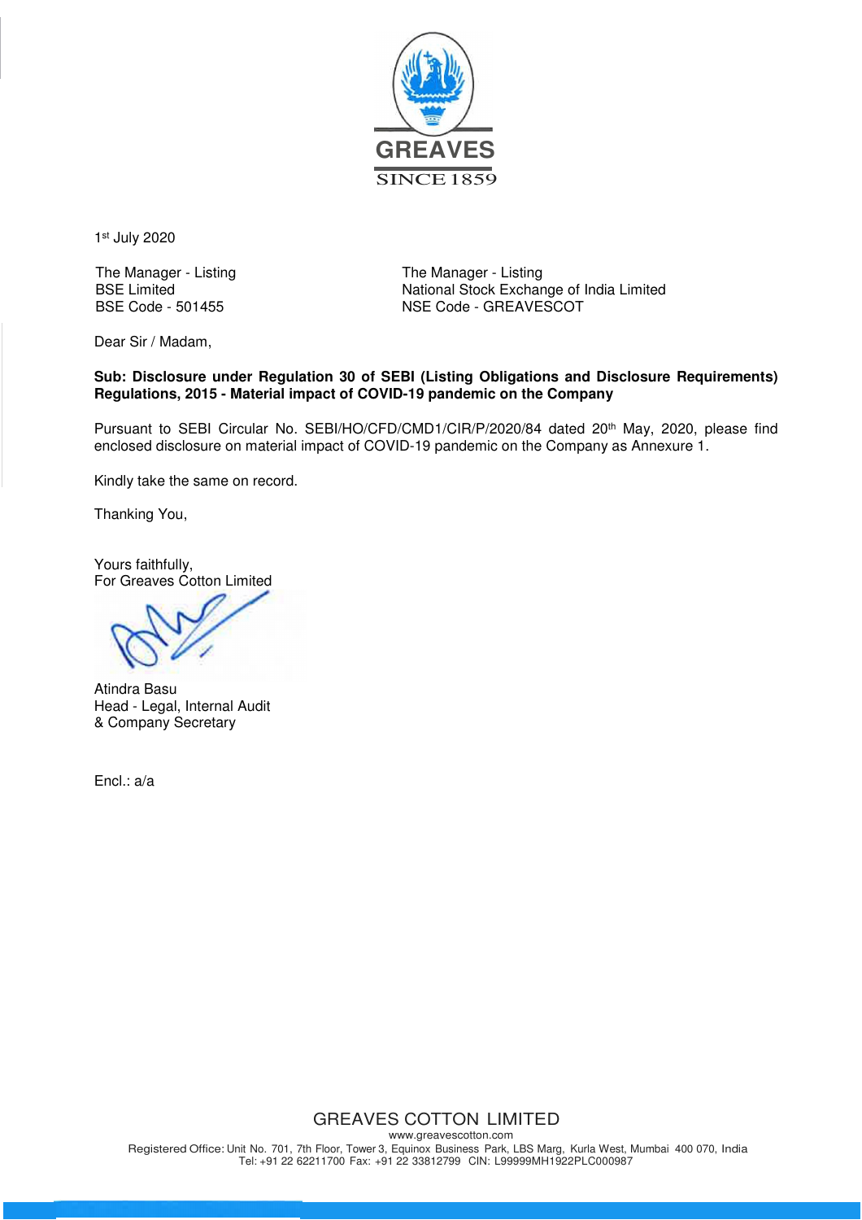GREAVES

SINCE 1859

1st July 2020

| The Manager - Listing | The Manager - Listing |
| --- | --- |
| BSE Limited | National Stock Exchange of India Limited |
| BSE Code - 501455 | NSE Code - GREAVESCOT |

Dear Sir / Madam,

**Sub: Disclosure under Regulation 30 of SEBI (Listing Obligations and Disclosure Requirements) Regulations, 2015 - Material impact of COVID-19 pandemic on the Company**

Pursuant to SEBI Circular No. SEBI/HO/CFD/CMD1/CIR/P/2020/84 dated 20th May, 2020, please find enclosed disclosure on material impact of COVID-19 pandemic on the Company as Annexure 1.

Kindly take the same on record.

Thanking You,

Yours faithfully,
For Greaves Cotton Limited

Atindra Basu
Head - Legal, Internal Audit
& Company Secretary

Encl.: a/a

GREAVES COTTON LIMITED
www.greavescotton.com
Registered Office: Unit No. 701, 7th Floor, Tower 3, Equinox Business Park, LBS Marg, Kurla West, Mumbai 400 070, India
Tel: +91 22 62211700 Fax: +91 22 33812799 CIN: L99999MH1922PLC000987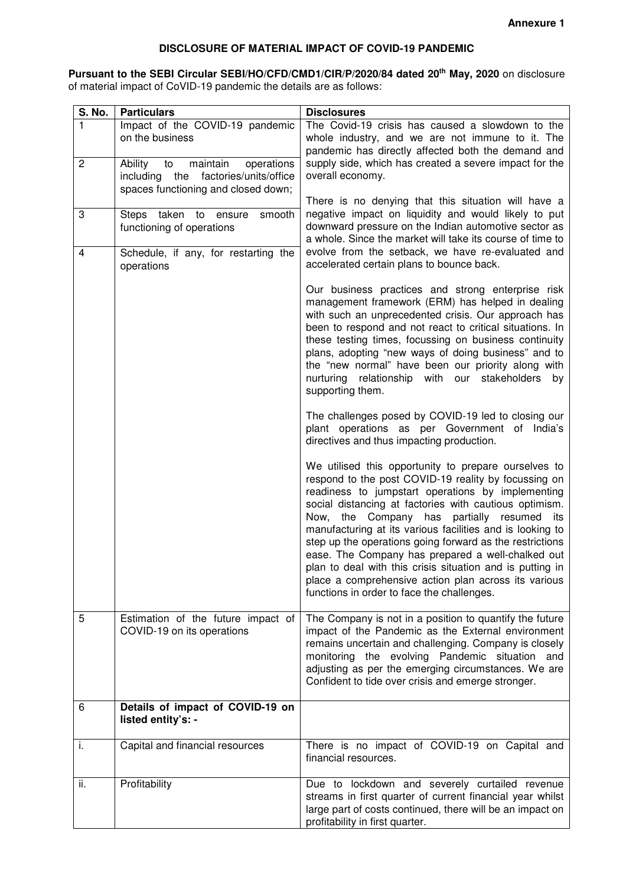**Annexure 1**

**DISCLOSURE OF MATERIAL IMPACT OF COVID-19 PANDEMIC**

**Pursuant to the SEBI Circular SEBI/HO/CFD/CMD1/CIR/P/2020/84 dated 20th May, 2020** on disclosure of material impact of CoVID-19 pandemic the details are as follows:

| S. No. | Particulars | Disclosures |
|---|---|---|
| 1 | Impact of the COVID-19 pandemic on the business | The Covid-19 crisis has caused a slowdown to the whole industry, and we are not immune to it. The pandemic has directly affected both the demand and supply side, which has created a severe impact for the overall economy.<br><br>There is no denying that this situation will have a negative impact on liquidity and would likely to put downward pressure on the Indian automotive sector as a whole. Since the market will take its course of time to evolve from the setback, we have re-evaluated and accelerated certain plans to bounce back.<br><br>Our business practices and strong enterprise risk management framework (ERM) has helped in dealing with such an unprecedented crisis. Our approach has been to respond and not react to critical situations. In these testing times, focussing on business continuity plans, adopting "new ways of doing business" and to the "new normal" have been our priority along with nurturing relationship with our stakeholders by supporting them.<br><br>The challenges posed by COVID-19 led to closing our plant operations as per Government of India's directives and thus impacting production.<br><br>We utilised this opportunity to prepare ourselves to respond to the post COVID-19 reality by focussing on readiness to jumpstart operations by implementing social distancing at factories with cautious optimism. Now, the Company has partially resumed its manufacturing at its various facilities and is looking to step up the operations going forward as the restrictions ease. The Company has prepared a well-chalked out plan to deal with this crisis situation and is putting in place a comprehensive action plan across its various functions in order to face the challenges. |
| 2 | Ability to maintain operations including the factories/units/office spaces functioning and closed down; | |
| 3 | Steps taken to ensure smooth functioning of operations | |
| 4 | Schedule, if any, for restarting the operations | |
| 5 | Estimation of the future impact of COVID-19 on its operations | The Company is not in a position to quantify the future impact of the Pandemic as the External environment remains uncertain and challenging. Company is closely monitoring the evolving Pandemic situation and adjusting as per the emerging circumstances. We are Confident to tide over crisis and emerge stronger. |
| 6 | **Details of impact of COVID-19 on listed entity's: -** | |
| i. | Capital and financial resources | There is no impact of COVID-19 on Capital and financial resources. |
| ii. | Profitability | Due to lockdown and severely curtailed revenue streams in first quarter of current financial year whilst large part of costs continued, there will be an impact on profitability in first quarter. |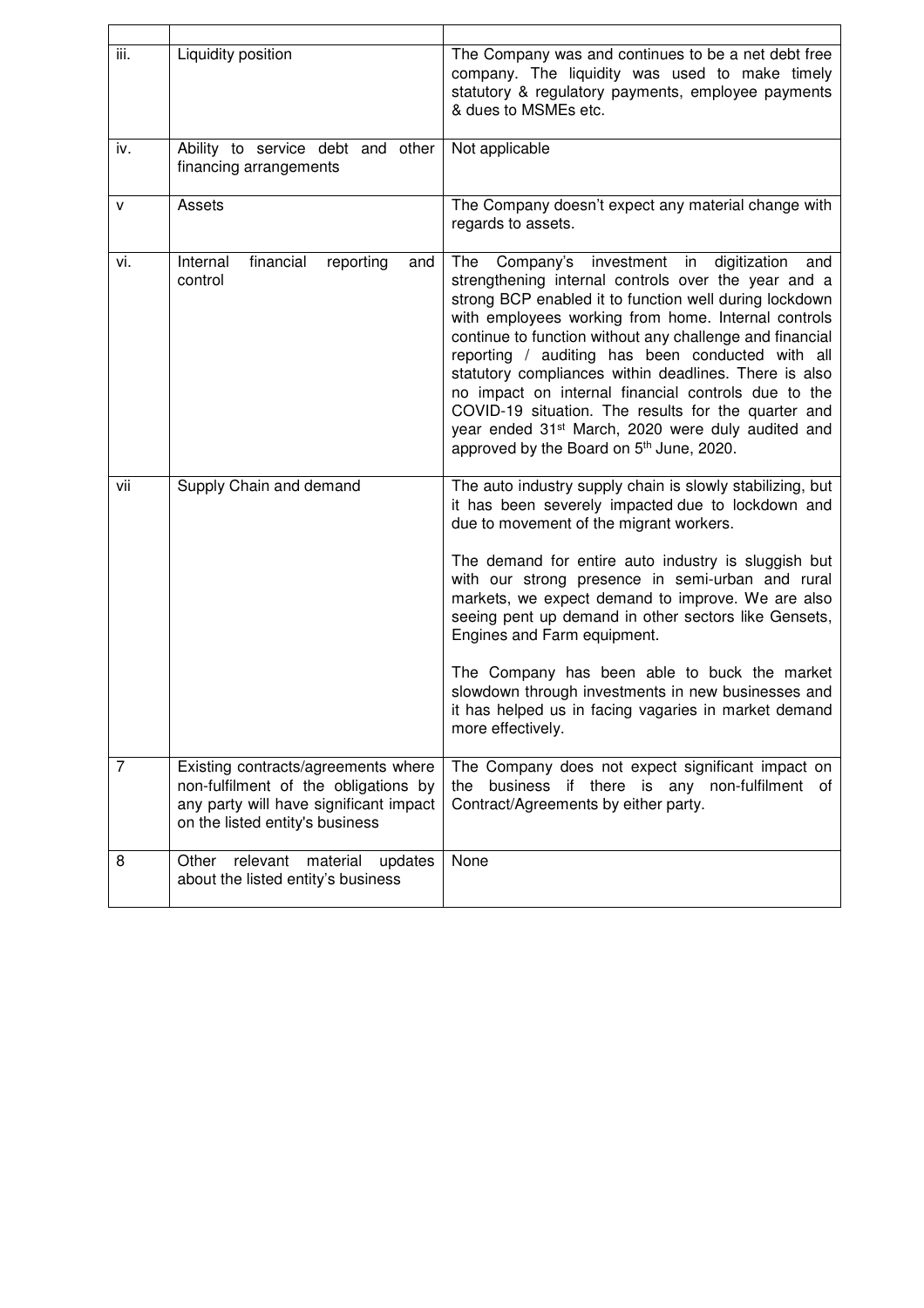| | | |
|---|---|---|
| iii. | Liquidity position | The Company was and continues to be a net debt free company. The liquidity was used to make timely statutory & regulatory payments, employee payments & dues to MSMEs etc. |
| iv. | Ability to service debt and other financing arrangements | Not applicable |
| v | Assets | The Company doesn't expect any material change with regards to assets. |
| vi. | Internal financial reporting and control | The Company's investment in digitization and strengthening internal controls over the year and a strong BCP enabled it to function well during lockdown with employees working from home. Internal controls continue to function without any challenge and financial reporting / auditing has been conducted with all statutory compliances within deadlines. There is also no impact on internal financial controls due to the COVID-19 situation. The results for the quarter and year ended 31st March, 2020 were duly audited and approved by the Board on 5th June, 2020. |
| vii | Supply Chain and demand | The auto industry supply chain is slowly stabilizing, but it has been severely impacted due to lockdown and due to movement of the migrant workers.<br><br>The demand for entire auto industry is sluggish but with our strong presence in semi-urban and rural markets, we expect demand to improve. We are also seeing pent up demand in other sectors like Gensets, Engines and Farm equipment.<br><br>The Company has been able to buck the market slowdown through investments in new businesses and it has helped us in facing vagaries in market demand more effectively. |
| 7 | Existing contracts/agreements where non-fulfilment of the obligations by any party will have significant impact on the listed entity's business | The Company does not expect significant impact on the business if there is any non-fulfilment of Contract/Agreements by either party. |
| 8 | Other relevant material updates about the listed entity's business | None |